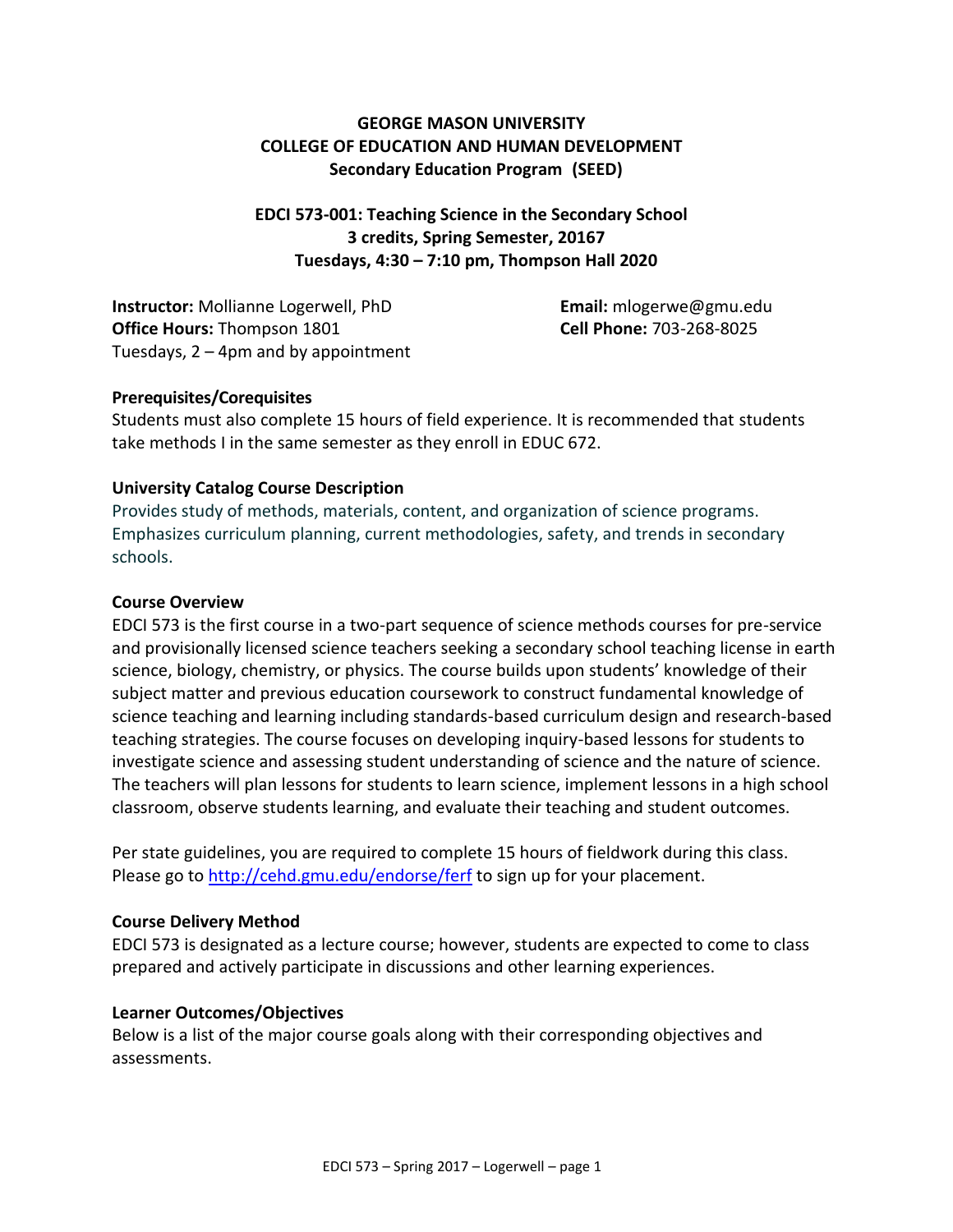**GEORGE MASON UNIVERSITY**
**COLLEGE OF EDUCATION AND HUMAN DEVELOPMENT**
**Secondary Education Program (SEED)**

**EDCI 573-001: Teaching Science in the Secondary School**
**3 credits, Spring Semester, 20167**
**Tuesdays, 4:30 – 7:10 pm, Thompson Hall 2020**

**Instructor:** Mollianne Logerwell, PhD
**Office Hours:** Thompson 1801
Tuesdays, 2 – 4pm and by appointment

**Email:** mlogerwe@gmu.edu
**Cell Phone:** 703-268-8025

**Prerequisites/Corequisites**

Students must also complete 15 hours of field experience. It is recommended that students take methods I in the same semester as they enroll in EDUC 672.

**University Catalog Course Description**

Provides study of methods, materials, content, and organization of science programs. Emphasizes curriculum planning, current methodologies, safety, and trends in secondary schools.

**Course Overview**

EDCI 573 is the first course in a two-part sequence of science methods courses for pre-service and provisionally licensed science teachers seeking a secondary school teaching license in earth science, biology, chemistry, or physics. The course builds upon students' knowledge of their subject matter and previous education coursework to construct fundamental knowledge of science teaching and learning including standards-based curriculum design and research-based teaching strategies. The course focuses on developing inquiry-based lessons for students to investigate science and assessing student understanding of science and the nature of science. The teachers will plan lessons for students to learn science, implement lessons in a high school classroom, observe students learning, and evaluate their teaching and student outcomes.

Per state guidelines, you are required to complete 15 hours of fieldwork during this class. Please go to http://cehd.gmu.edu/endorse/ferf to sign up for your placement.

**Course Delivery Method**

EDCI 573 is designated as a lecture course; however, students are expected to come to class prepared and actively participate in discussions and other learning experiences.

**Learner Outcomes/Objectives**

Below is a list of the major course goals along with their corresponding objectives and assessments.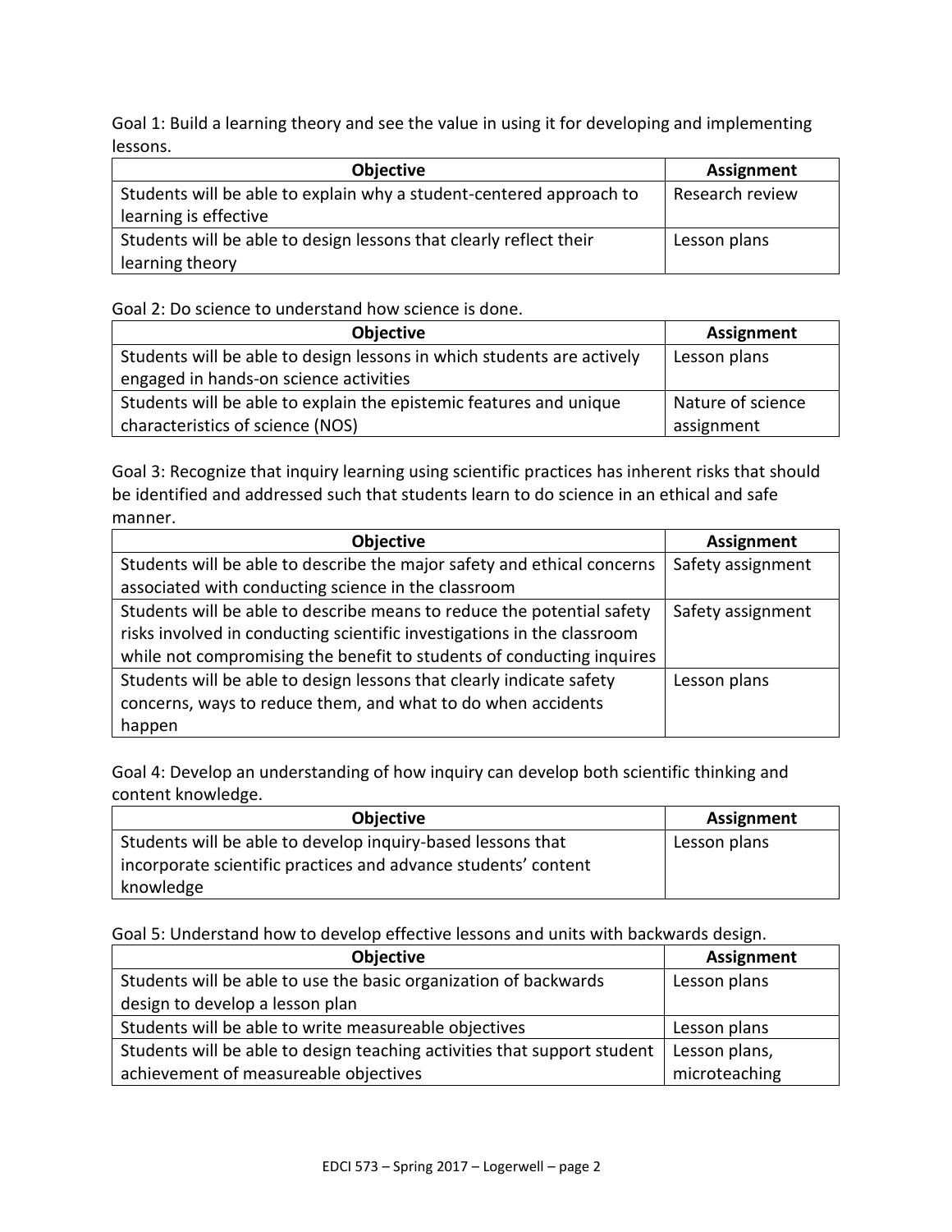Goal 1: Build a learning theory and see the value in using it for developing and implementing lessons.

| Objective | Assignment |
|---|---|
| Students will be able to explain why a student-centered approach to learning is effective | Research review |
| Students will be able to design lessons that clearly reflect their learning theory | Lesson plans |

Goal 2: Do science to understand how science is done.

| Objective | Assignment |
|---|---|
| Students will be able to design lessons in which students are actively engaged in hands-on science activities | Lesson plans |
| Students will be able to explain the epistemic features and unique characteristics of science (NOS) | Nature of science assignment |

Goal 3: Recognize that inquiry learning using scientific practices has inherent risks that should be identified and addressed such that students learn to do science in an ethical and safe manner.

| Objective | Assignment |
|---|---|
| Students will be able to describe the major safety and ethical concerns associated with conducting science in the classroom | Safety assignment |
| Students will be able to describe means to reduce the potential safety risks involved in conducting scientific investigations in the classroom while not compromising the benefit to students of conducting inquires | Safety assignment |
| Students will be able to design lessons that clearly indicate safety concerns, ways to reduce them, and what to do when accidents happen | Lesson plans |

Goal 4: Develop an understanding of how inquiry can develop both scientific thinking and content knowledge.

| Objective | Assignment |
|---|---|
| Students will be able to develop inquiry-based lessons that incorporate scientific practices and advance students' content knowledge | Lesson plans |

Goal 5: Understand how to develop effective lessons and units with backwards design.

| Objective | Assignment |
|---|---|
| Students will be able to use the basic organization of backwards design to develop a lesson plan | Lesson plans |
| Students will be able to write measureable objectives | Lesson plans |
| Students will be able to design teaching activities that support student achievement of measureable objectives | Lesson plans, microteaching |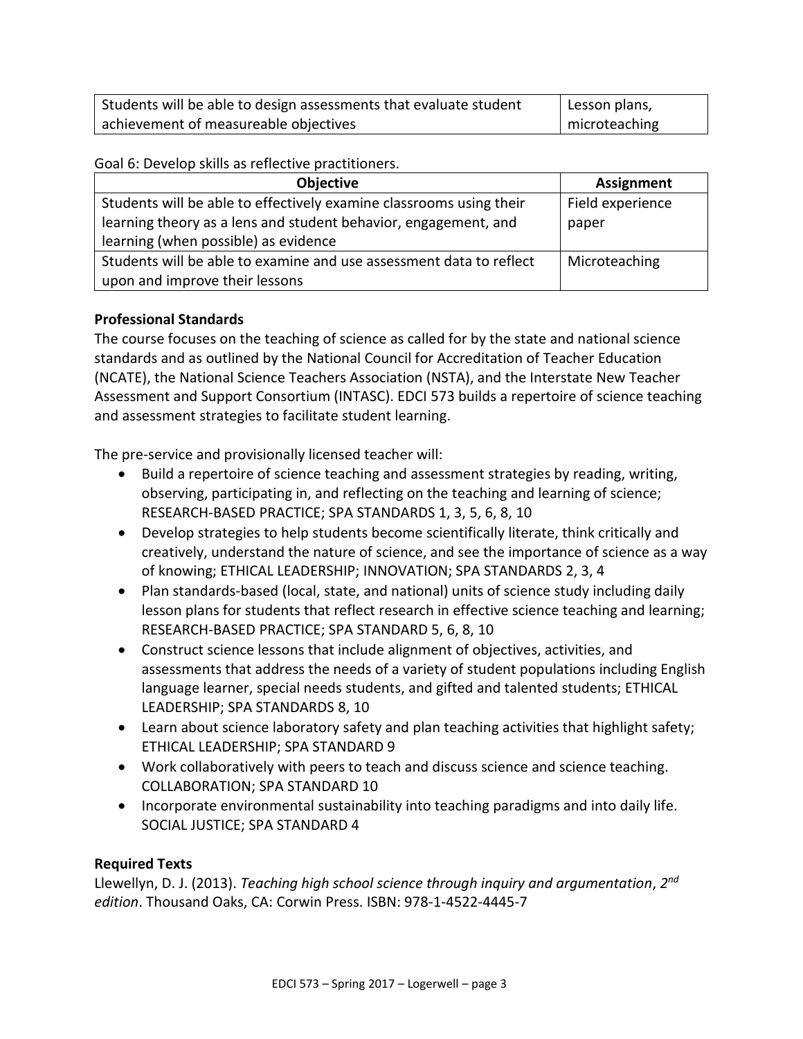| Students will be able to design assessments that evaluate student achievement of measureable objectives | Lesson plans, microteaching |
|---|---|

Goal 6: Develop skills as reflective practitioners.

| Objective | Assignment |
|---|---|
| Students will be able to effectively examine classrooms using their learning theory as a lens and student behavior, engagement, and learning (when possible) as evidence | Field experience paper |
| Students will be able to examine and use assessment data to reflect upon and improve their lessons | Microteaching |

**Professional Standards**

The course focuses on the teaching of science as called for by the state and national science standards and as outlined by the National Council for Accreditation of Teacher Education (NCATE), the National Science Teachers Association (NSTA), and the Interstate New Teacher Assessment and Support Consortium (INTASC). EDCI 573 builds a repertoire of science teaching and assessment strategies to facilitate student learning.

The pre-service and provisionally licensed teacher will:

- Build a repertoire of science teaching and assessment strategies by reading, writing, observing, participating in, and reflecting on the teaching and learning of science; RESEARCH-BASED PRACTICE; SPA STANDARDS 1, 3, 5, 6, 8, 10
- Develop strategies to help students become scientifically literate, think critically and creatively, understand the nature of science, and see the importance of science as a way of knowing; ETHICAL LEADERSHIP; INNOVATION; SPA STANDARDS 2, 3, 4
- Plan standards-based (local, state, and national) units of science study including daily lesson plans for students that reflect research in effective science teaching and learning; RESEARCH-BASED PRACTICE; SPA STANDARD 5, 6, 8, 10
- Construct science lessons that include alignment of objectives, activities, and assessments that address the needs of a variety of student populations including English language learner, special needs students, and gifted and talented students; ETHICAL LEADERSHIP; SPA STANDARDS 8, 10
- Learn about science laboratory safety and plan teaching activities that highlight safety; ETHICAL LEADERSHIP; SPA STANDARD 9
- Work collaboratively with peers to teach and discuss science and science teaching. COLLABORATION; SPA STANDARD 10
- Incorporate environmental sustainability into teaching paradigms and into daily life. SOCIAL JUSTICE; SPA STANDARD 4

**Required Texts**

Llewellyn, D. J. (2013). *Teaching high school science through inquiry and argumentation*, *2nd edition*. Thousand Oaks, CA: Corwin Press. ISBN: 978-1-4522-4445-7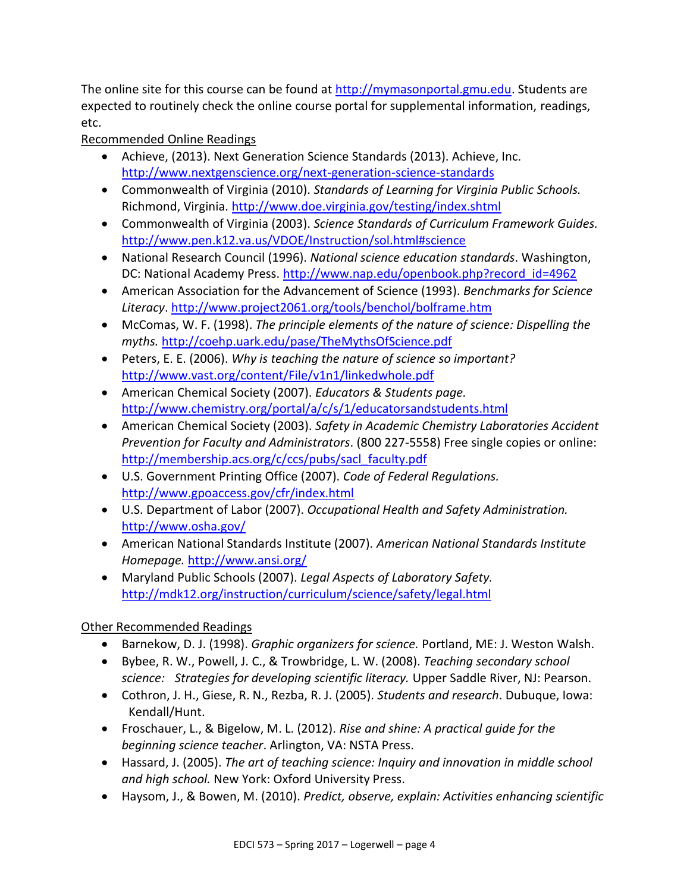The online site for this course can be found at http://mymasonportal.gmu.edu. Students are expected to routinely check the online course portal for supplemental information, readings, etc.

<u>Recommended Online Readings</u>

- Achieve, (2013). Next Generation Science Standards (2013). Achieve, Inc. http://www.nextgenscience.org/next-generation-science-standards
- Commonwealth of Virginia (2010). *Standards of Learning for Virginia Public Schools.* Richmond, Virginia. http://www.doe.virginia.gov/testing/index.shtml
- Commonwealth of Virginia (2003). *Science Standards of Curriculum Framework Guides.* http://www.pen.k12.va.us/VDOE/Instruction/sol.html#science
- National Research Council (1996). *National science education standards*. Washington, DC: National Academy Press. http://www.nap.edu/openbook.php?record_id=4962
- American Association for the Advancement of Science (1993). *Benchmarks for Science Literacy*. http://www.project2061.org/tools/benchol/bolframe.htm
- McComas, W. F. (1998). *The principle elements of the nature of science: Dispelling the myths.* http://coehp.uark.edu/pase/TheMythsOfScience.pdf
- Peters, E. E. (2006). *Why is teaching the nature of science so important?* http://www.vast.org/content/File/v1n1/linkedwhole.pdf
- American Chemical Society (2007). *Educators & Students page.* http://www.chemistry.org/portal/a/c/s/1/educatorsandstudents.html
- American Chemical Society (2003). *Safety in Academic Chemistry Laboratories Accident Prevention for Faculty and Administrators*. (800 227-5558) Free single copies or online: http://membership.acs.org/c/ccs/pubs/sacl_faculty.pdf
- U.S. Government Printing Office (2007). *Code of Federal Regulations.* http://www.gpoaccess.gov/cfr/index.html
- U.S. Department of Labor (2007). *Occupational Health and Safety Administration.* http://www.osha.gov/
- American National Standards Institute (2007). *American National Standards Institute Homepage.* http://www.ansi.org/
- Maryland Public Schools (2007). *Legal Aspects of Laboratory Safety.* http://mdk12.org/instruction/curriculum/science/safety/legal.html

<u>Other Recommended Readings</u>

- Barnekow, D. J. (1998). *Graphic organizers for science.* Portland, ME: J. Weston Walsh.
- Bybee, R. W., Powell, J. C., & Trowbridge, L. W. (2008). *Teaching secondary school science: Strategies for developing scientific literacy.* Upper Saddle River, NJ: Pearson.
- Cothron, J. H., Giese, R. N., Rezba, R. J. (2005). *Students and research*. Dubuque, Iowa: Kendall/Hunt.
- Froschauer, L., & Bigelow, M. L. (2012). *Rise and shine: A practical guide for the beginning science teacher*. Arlington, VA: NSTA Press.
- Hassard, J. (2005). *The art of teaching science: Inquiry and innovation in middle school and high school.* New York: Oxford University Press.
- Haysom, J., & Bowen, M. (2010). *Predict, observe, explain: Activities enhancing scientific*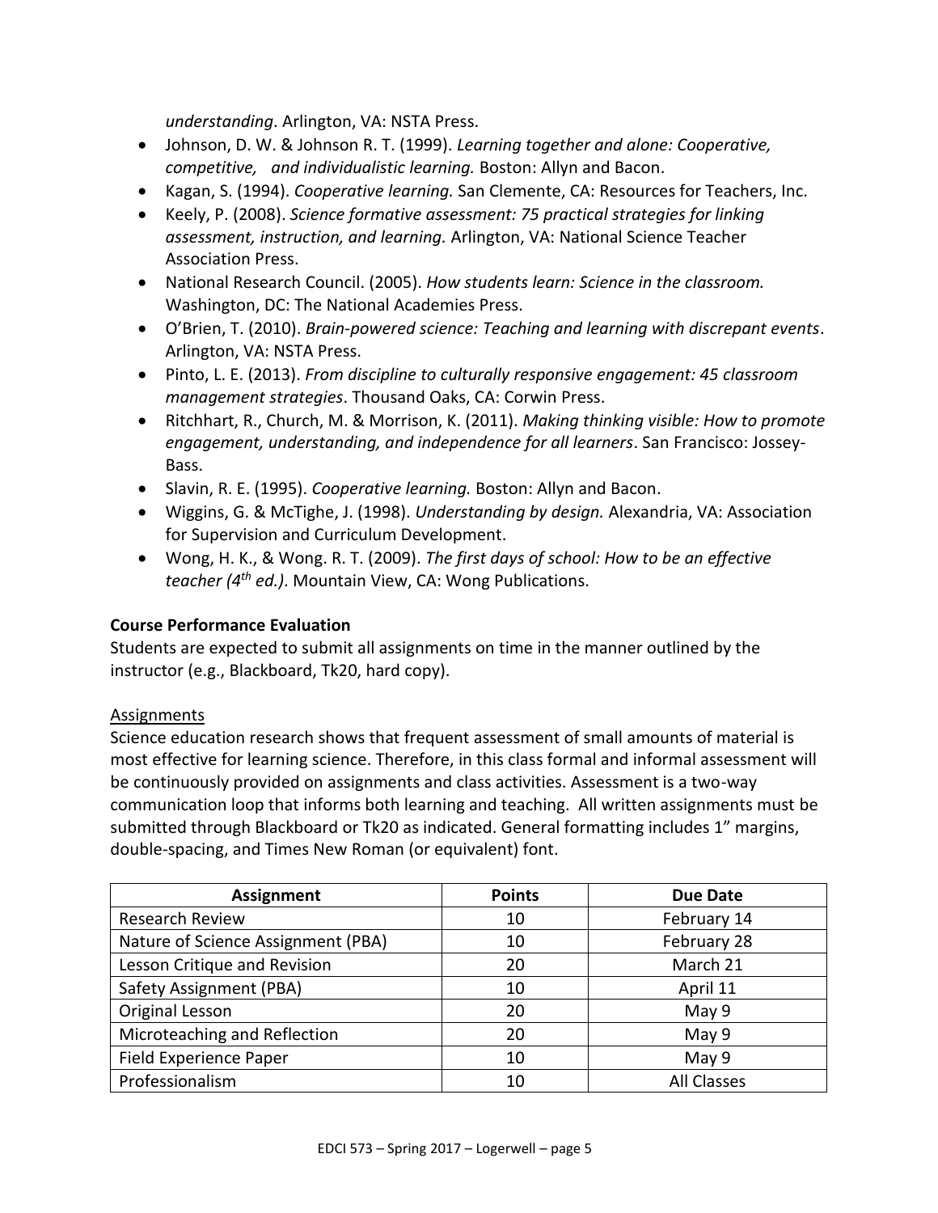*understanding*. Arlington, VA: NSTA Press.

- Johnson, D. W. & Johnson R. T. (1999). *Learning together and alone: Cooperative, competitive, and individualistic learning.* Boston: Allyn and Bacon.
- Kagan, S. (1994). *Cooperative learning.* San Clemente, CA: Resources for Teachers, Inc.
- Keely, P. (2008). *Science formative assessment: 75 practical strategies for linking assessment, instruction, and learning.* Arlington, VA: National Science Teacher Association Press.
- National Research Council. (2005). *How students learn: Science in the classroom.* Washington, DC: The National Academies Press.
- O'Brien, T. (2010). *Brain-powered science: Teaching and learning with discrepant events*. Arlington, VA: NSTA Press.
- Pinto, L. E. (2013). *From discipline to culturally responsive engagement: 45 classroom management strategies*. Thousand Oaks, CA: Corwin Press.
- Ritchhart, R., Church, M. & Morrison, K. (2011). *Making thinking visible: How to promote engagement, understanding, and independence for all learners*. San Francisco: Jossey-Bass.
- Slavin, R. E. (1995). *Cooperative learning.* Boston: Allyn and Bacon.
- Wiggins, G. & McTighe, J. (1998). *Understanding by design.* Alexandria, VA: Association for Supervision and Curriculum Development.
- Wong, H. K., & Wong. R. T. (2009). *The first days of school: How to be an effective teacher (4th ed.)*. Mountain View, CA: Wong Publications.

**Course Performance Evaluation**

Students are expected to submit all assignments on time in the manner outlined by the instructor (e.g., Blackboard, Tk20, hard copy).

Assignments

Science education research shows that frequent assessment of small amounts of material is most effective for learning science. Therefore, in this class formal and informal assessment will be continuously provided on assignments and class activities. Assessment is a two-way communication loop that informs both learning and teaching. All written assignments must be submitted through Blackboard or Tk20 as indicated. General formatting includes 1" margins, double-spacing, and Times New Roman (or equivalent) font.

| Assignment | Points | Due Date |
|---|---|---|
| Research Review | 10 | February 14 |
| Nature of Science Assignment (PBA) | 10 | February 28 |
| Lesson Critique and Revision | 20 | March 21 |
| Safety Assignment (PBA) | 10 | April 11 |
| Original Lesson | 20 | May 9 |
| Microteaching and Reflection | 20 | May 9 |
| Field Experience Paper | 10 | May 9 |
| Professionalism | 10 | All Classes |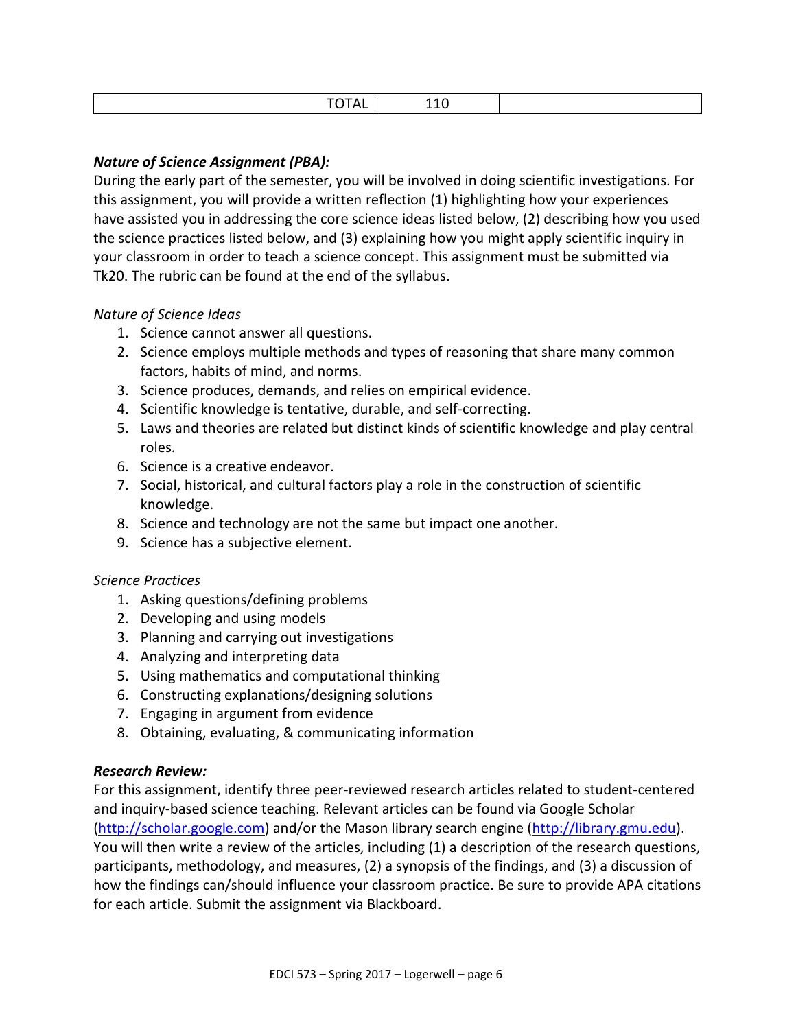| TOTAL | 110 | |
|---|---|---|

***Nature of Science Assignment (PBA):***

During the early part of the semester, you will be involved in doing scientific investigations. For this assignment, you will provide a written reflection (1) highlighting how your experiences have assisted you in addressing the core science ideas listed below, (2) describing how you used the science practices listed below, and (3) explaining how you might apply scientific inquiry in your classroom in order to teach a science concept. This assignment must be submitted via Tk20. The rubric can be found at the end of the syllabus.

*Nature of Science Ideas*

1. Science cannot answer all questions.
2. Science employs multiple methods and types of reasoning that share many common factors, habits of mind, and norms.
3. Science produces, demands, and relies on empirical evidence.
4. Scientific knowledge is tentative, durable, and self-correcting.
5. Laws and theories are related but distinct kinds of scientific knowledge and play central roles.
6. Science is a creative endeavor.
7. Social, historical, and cultural factors play a role in the construction of scientific knowledge.
8. Science and technology are not the same but impact one another.
9. Science has a subjective element.

*Science Practices*

1. Asking questions/defining problems
2. Developing and using models
3. Planning and carrying out investigations
4. Analyzing and interpreting data
5. Using mathematics and computational thinking
6. Constructing explanations/designing solutions
7. Engaging in argument from evidence
8. Obtaining, evaluating, & communicating information

***Research Review:***

For this assignment, identify three peer-reviewed research articles related to student-centered and inquiry-based science teaching. Relevant articles can be found via Google Scholar (http://scholar.google.com) and/or the Mason library search engine (http://library.gmu.edu). You will then write a review of the articles, including (1) a description of the research questions, participants, methodology, and measures, (2) a synopsis of the findings, and (3) a discussion of how the findings can/should influence your classroom practice. Be sure to provide APA citations for each article. Submit the assignment via Blackboard.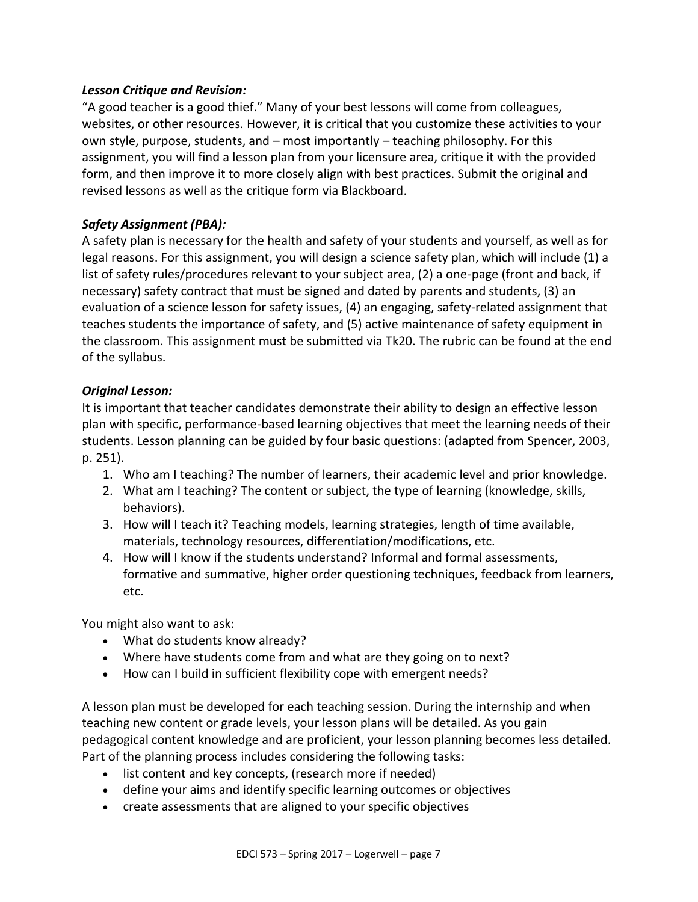***Lesson Critique and Revision:***

"A good teacher is a good thief." Many of your best lessons will come from colleagues, websites, or other resources. However, it is critical that you customize these activities to your own style, purpose, students, and – most importantly – teaching philosophy. For this assignment, you will find a lesson plan from your licensure area, critique it with the provided form, and then improve it to more closely align with best practices. Submit the original and revised lessons as well as the critique form via Blackboard.

***Safety Assignment (PBA):***

A safety plan is necessary for the health and safety of your students and yourself, as well as for legal reasons. For this assignment, you will design a science safety plan, which will include (1) a list of safety rules/procedures relevant to your subject area, (2) a one-page (front and back, if necessary) safety contract that must be signed and dated by parents and students, (3) an evaluation of a science lesson for safety issues, (4) an engaging, safety-related assignment that teaches students the importance of safety, and (5) active maintenance of safety equipment in the classroom. This assignment must be submitted via Tk20. The rubric can be found at the end of the syllabus.

***Original Lesson:***

It is important that teacher candidates demonstrate their ability to design an effective lesson plan with specific, performance-based learning objectives that meet the learning needs of their students. Lesson planning can be guided by four basic questions: (adapted from Spencer, 2003, p. 251).

1. Who am I teaching? The number of learners, their academic level and prior knowledge.
2. What am I teaching? The content or subject, the type of learning (knowledge, skills, behaviors).
3. How will I teach it? Teaching models, learning strategies, length of time available, materials, technology resources, differentiation/modifications, etc.
4. How will I know if the students understand? Informal and formal assessments, formative and summative, higher order questioning techniques, feedback from learners, etc.

You might also want to ask:

- What do students know already?
- Where have students come from and what are they going on to next?
- How can I build in sufficient flexibility cope with emergent needs?

A lesson plan must be developed for each teaching session. During the internship and when teaching new content or grade levels, your lesson plans will be detailed. As you gain pedagogical content knowledge and are proficient, your lesson planning becomes less detailed. Part of the planning process includes considering the following tasks:

- list content and key concepts, (research more if needed)
- define your aims and identify specific learning outcomes or objectives
- create assessments that are aligned to your specific objectives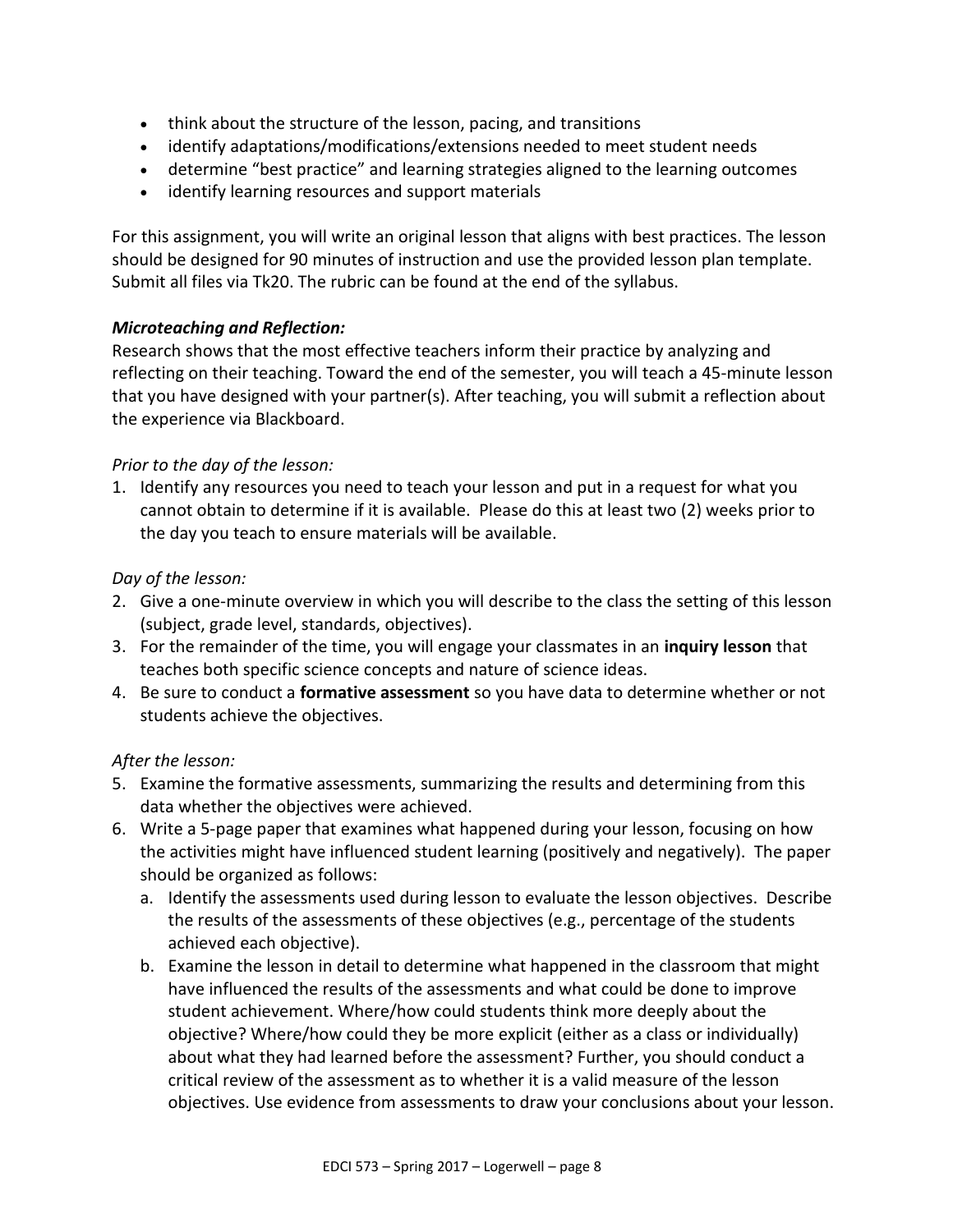- think about the structure of the lesson, pacing, and transitions
- identify adaptations/modifications/extensions needed to meet student needs
- determine "best practice" and learning strategies aligned to the learning outcomes
- identify learning resources and support materials

For this assignment, you will write an original lesson that aligns with best practices. The lesson should be designed for 90 minutes of instruction and use the provided lesson plan template. Submit all files via Tk20. The rubric can be found at the end of the syllabus.

***Microteaching and Reflection:***

Research shows that the most effective teachers inform their practice by analyzing and reflecting on their teaching. Toward the end of the semester, you will teach a 45-minute lesson that you have designed with your partner(s). After teaching, you will submit a reflection about the experience via Blackboard.

*Prior to the day of the lesson:*

1. Identify any resources you need to teach your lesson and put in a request for what you cannot obtain to determine if it is available. Please do this at least two (2) weeks prior to the day you teach to ensure materials will be available.

*Day of the lesson:*

2. Give a one-minute overview in which you will describe to the class the setting of this lesson (subject, grade level, standards, objectives).
3. For the remainder of the time, you will engage your classmates in an **inquiry lesson** that teaches both specific science concepts and nature of science ideas.
4. Be sure to conduct a **formative assessment** so you have data to determine whether or not students achieve the objectives.

*After the lesson:*

5. Examine the formative assessments, summarizing the results and determining from this data whether the objectives were achieved.
6. Write a 5-page paper that examines what happened during your lesson, focusing on how the activities might have influenced student learning (positively and negatively). The paper should be organized as follows:
   a. Identify the assessments used during lesson to evaluate the lesson objectives. Describe the results of the assessments of these objectives (e.g., percentage of the students achieved each objective).
   b. Examine the lesson in detail to determine what happened in the classroom that might have influenced the results of the assessments and what could be done to improve student achievement. Where/how could students think more deeply about the objective? Where/how could they be more explicit (either as a class or individually) about what they had learned before the assessment? Further, you should conduct a critical review of the assessment as to whether it is a valid measure of the lesson objectives. Use evidence from assessments to draw your conclusions about your lesson.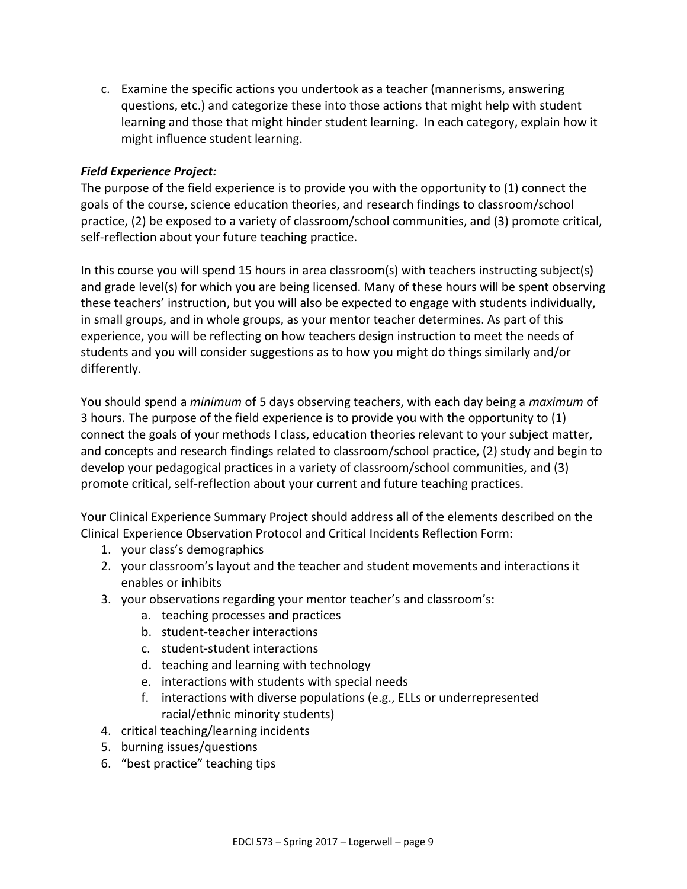c. Examine the specific actions you undertook as a teacher (mannerisms, answering questions, etc.) and categorize these into those actions that might help with student learning and those that might hinder student learning. In each category, explain how it might influence student learning.

***Field Experience Project:***

The purpose of the field experience is to provide you with the opportunity to (1) connect the goals of the course, science education theories, and research findings to classroom/school practice, (2) be exposed to a variety of classroom/school communities, and (3) promote critical, self-reflection about your future teaching practice.

In this course you will spend 15 hours in area classroom(s) with teachers instructing subject(s) and grade level(s) for which you are being licensed. Many of these hours will be spent observing these teachers' instruction, but you will also be expected to engage with students individually, in small groups, and in whole groups, as your mentor teacher determines. As part of this experience, you will be reflecting on how teachers design instruction to meet the needs of students and you will consider suggestions as to how you might do things similarly and/or differently.

You should spend a *minimum* of 5 days observing teachers, with each day being a *maximum* of 3 hours. The purpose of the field experience is to provide you with the opportunity to (1) connect the goals of your methods I class, education theories relevant to your subject matter, and concepts and research findings related to classroom/school practice, (2) study and begin to develop your pedagogical practices in a variety of classroom/school communities, and (3) promote critical, self-reflection about your current and future teaching practices.

Your Clinical Experience Summary Project should address all of the elements described on the Clinical Experience Observation Protocol and Critical Incidents Reflection Form:

1. your class's demographics
2. your classroom's layout and the teacher and student movements and interactions it enables or inhibits
3. your observations regarding your mentor teacher's and classroom's:
    a. teaching processes and practices
    b. student-teacher interactions
    c. student-student interactions
    d. teaching and learning with technology
    e. interactions with students with special needs
    f. interactions with diverse populations (e.g., ELLs or underrepresented racial/ethnic minority students)
4. critical teaching/learning incidents
5. burning issues/questions
6. "best practice" teaching tips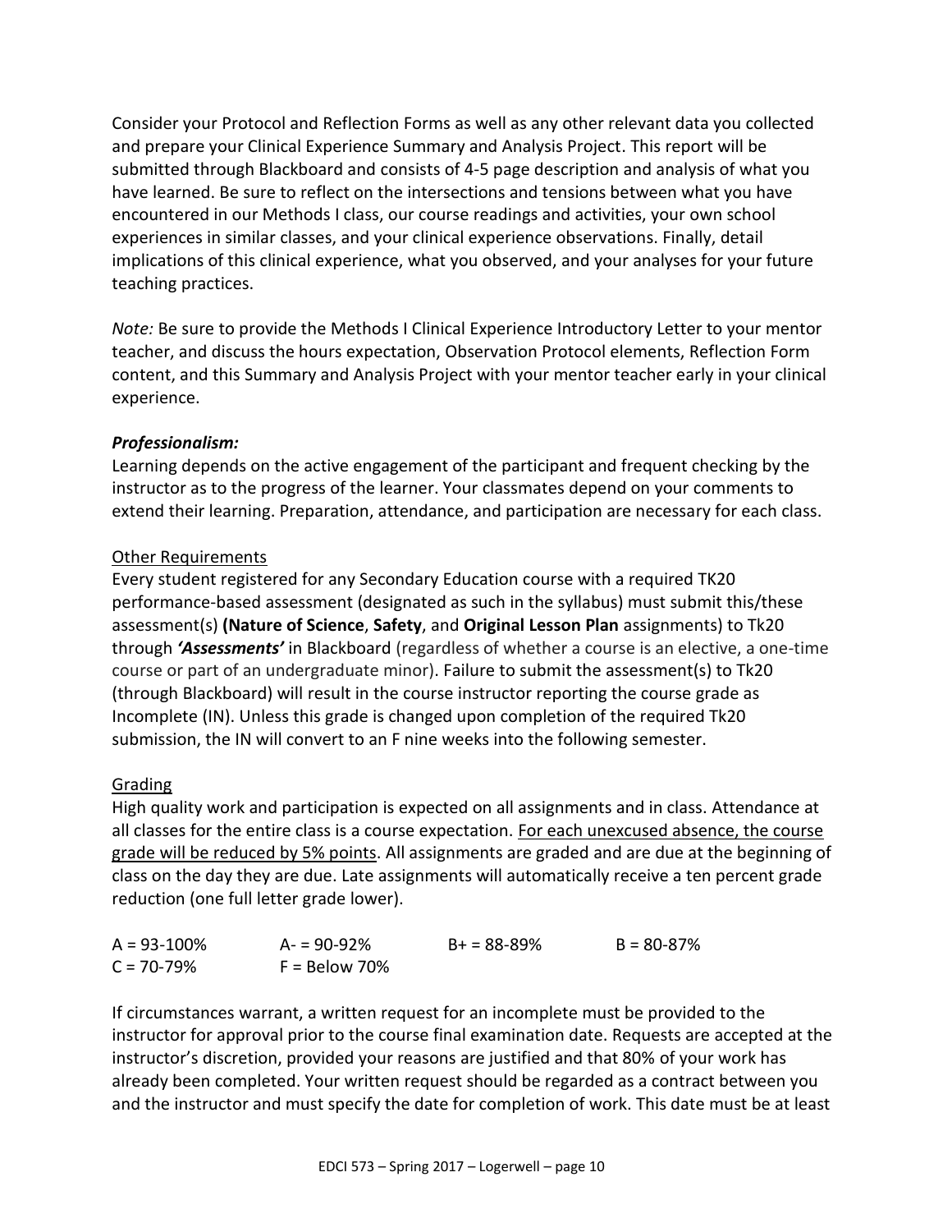Consider your Protocol and Reflection Forms as well as any other relevant data you collected and prepare your Clinical Experience Summary and Analysis Project. This report will be submitted through Blackboard and consists of 4-5 page description and analysis of what you have learned. Be sure to reflect on the intersections and tensions between what you have encountered in our Methods I class, our course readings and activities, your own school experiences in similar classes, and your clinical experience observations. Finally, detail implications of this clinical experience, what you observed, and your analyses for your future teaching practices.

*Note:* Be sure to provide the Methods I Clinical Experience Introductory Letter to your mentor teacher, and discuss the hours expectation, Observation Protocol elements, Reflection Form content, and this Summary and Analysis Project with your mentor teacher early in your clinical experience.

***Professionalism:***

Learning depends on the active engagement of the participant and frequent checking by the instructor as to the progress of the learner. Your classmates depend on your comments to extend their learning. Preparation, attendance, and participation are necessary for each class.

<u>Other Requirements</u>

Every student registered for any Secondary Education course with a required TK20 performance-based assessment (designated as such in the syllabus) must submit this/these assessment(s) **(Nature of Science**, **Safety**, and **Original Lesson Plan** assignments) to Tk20 through ***'Assessments'*** in Blackboard (regardless of whether a course is an elective, a one-time course or part of an undergraduate minor). Failure to submit the assessment(s) to Tk20 (through Blackboard) will result in the course instructor reporting the course grade as Incomplete (IN). Unless this grade is changed upon completion of the required Tk20 submission, the IN will convert to an F nine weeks into the following semester.

<u>Grading</u>

High quality work and participation is expected on all assignments and in class. Attendance at all classes for the entire class is a course expectation. <u>For each unexcused absence, the course grade will be reduced by 5% points</u>. All assignments are graded and are due at the beginning of class on the day they are due. Late assignments will automatically receive a ten percent grade reduction (one full letter grade lower).

A = 93-100% | A- = 90-92% | B+ = 88-89% | B = 80-87%
C = 70-79% | F = Below 70%

If circumstances warrant, a written request for an incomplete must be provided to the instructor for approval prior to the course final examination date. Requests are accepted at the instructor's discretion, provided your reasons are justified and that 80% of your work has already been completed. Your written request should be regarded as a contract between you and the instructor and must specify the date for completion of work. This date must be at least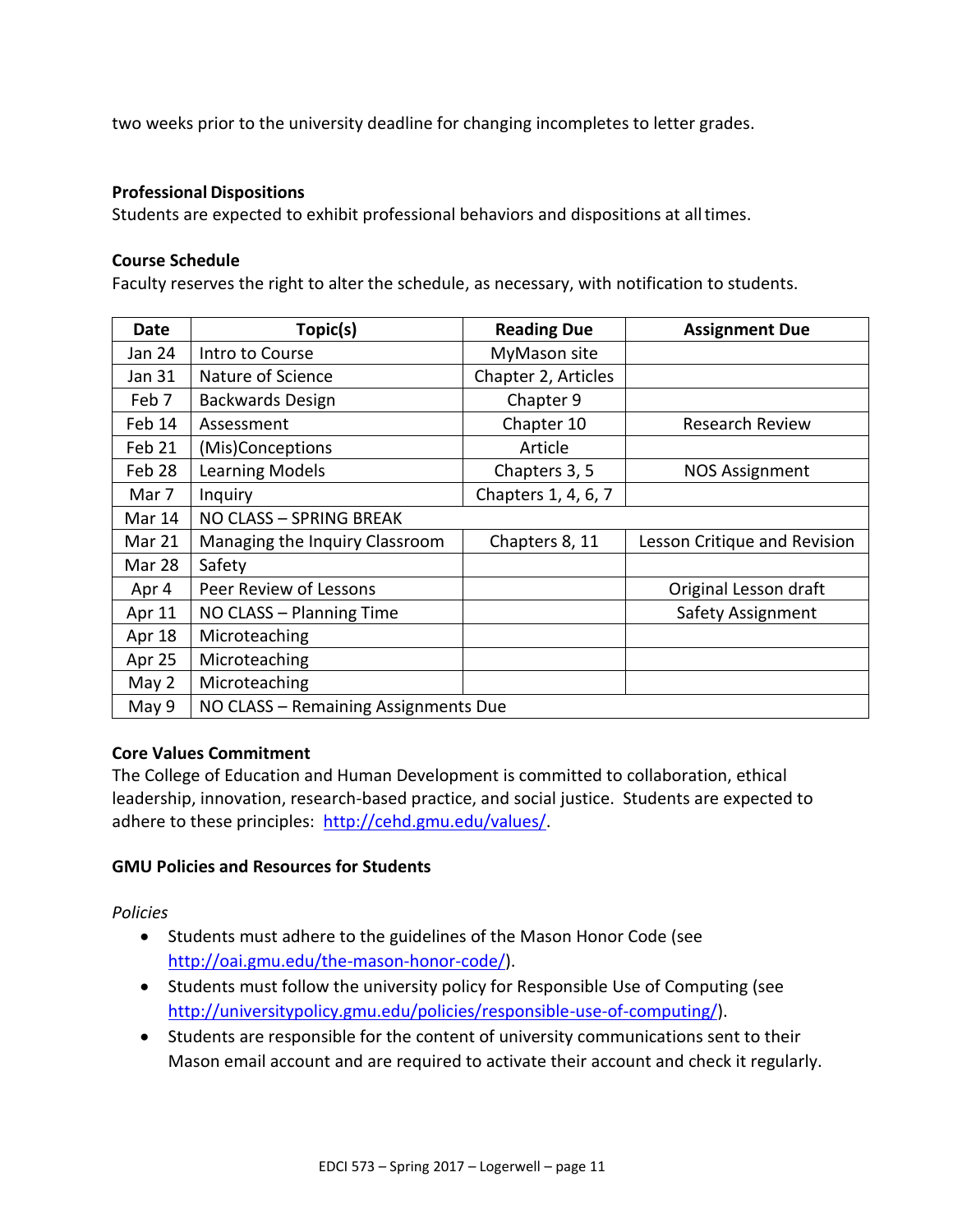two weeks prior to the university deadline for changing incompletes to letter grades.

**Professional Dispositions**

Students are expected to exhibit professional behaviors and dispositions at all times.

**Course Schedule**

Faculty reserves the right to alter the schedule, as necessary, with notification to students.

| Date | Topic(s) | Reading Due | Assignment Due |
|---|---|---|---|
| Jan 24 | Intro to Course | MyMason site | |
| Jan 31 | Nature of Science | Chapter 2, Articles | |
| Feb 7 | Backwards Design | Chapter 9 | |
| Feb 14 | Assessment | Chapter 10 | Research Review |
| Feb 21 | (Mis)Conceptions | Article | |
| Feb 28 | Learning Models | Chapters 3, 5 | NOS Assignment |
| Mar 7 | Inquiry | Chapters 1, 4, 6, 7 | |
| Mar 14 | NO CLASS – SPRING BREAK | | |
| Mar 21 | Managing the Inquiry Classroom | Chapters 8, 11 | Lesson Critique and Revision |
| Mar 28 | Safety | | |
| Apr 4 | Peer Review of Lessons | | Original Lesson draft |
| Apr 11 | NO CLASS – Planning Time | | Safety Assignment |
| Apr 18 | Microteaching | | |
| Apr 25 | Microteaching | | |
| May 2 | Microteaching | | |
| May 9 | NO CLASS – Remaining Assignments Due | | |

**Core Values Commitment**

The College of Education and Human Development is committed to collaboration, ethical leadership, innovation, research-based practice, and social justice. Students are expected to adhere to these principles: http://cehd.gmu.edu/values/.

**GMU Policies and Resources for Students**

*Policies*

- Students must adhere to the guidelines of the Mason Honor Code (see http://oai.gmu.edu/the-mason-honor-code/).
- Students must follow the university policy for Responsible Use of Computing (see http://universitypolicy.gmu.edu/policies/responsible-use-of-computing/).
- Students are responsible for the content of university communications sent to their Mason email account and are required to activate their account and check it regularly.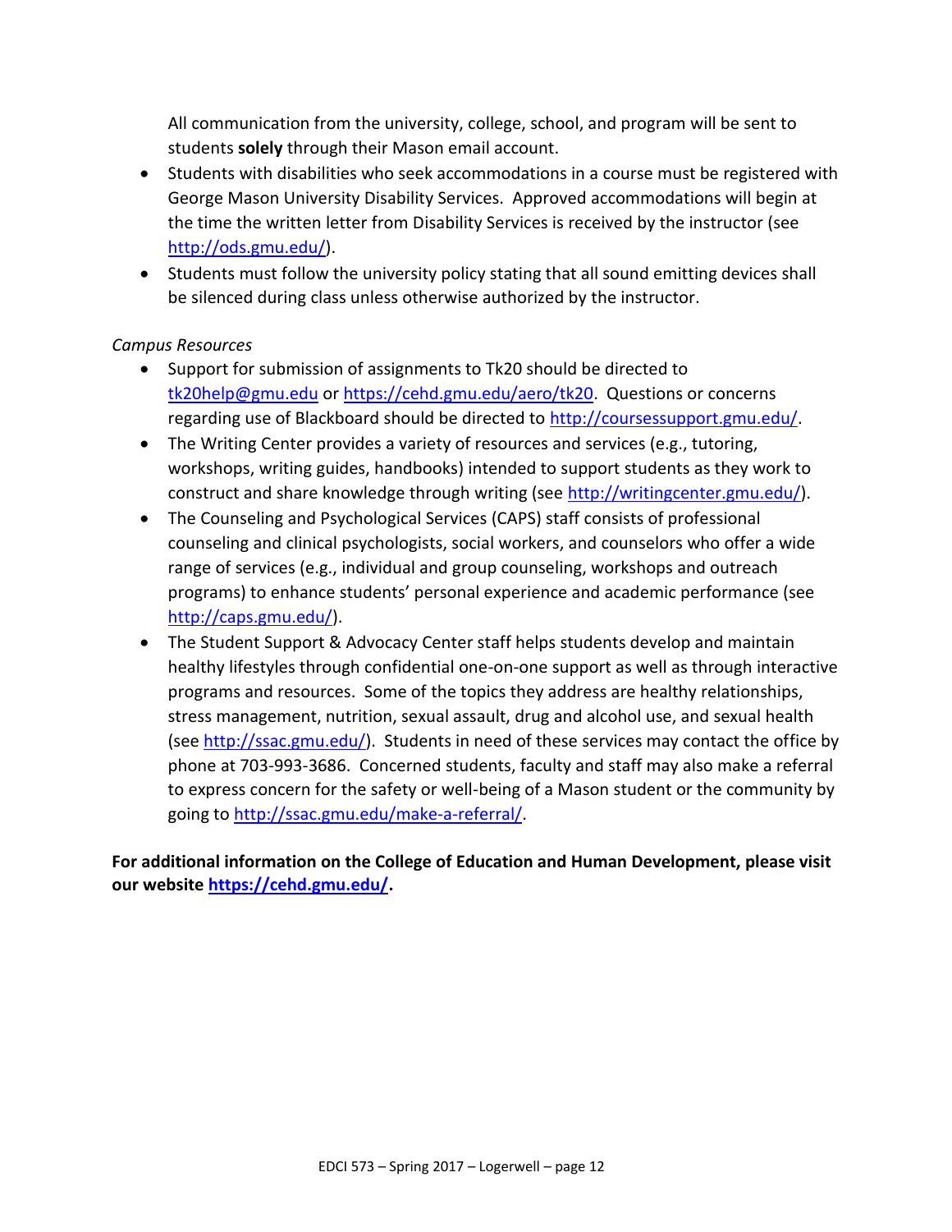All communication from the university, college, school, and program will be sent to students **solely** through their Mason email account.

- Students with disabilities who seek accommodations in a course must be registered with George Mason University Disability Services. Approved accommodations will begin at the time the written letter from Disability Services is received by the instructor (see [http://ods.gmu.edu/](http://ods.gmu.edu/)).
- Students must follow the university policy stating that all sound emitting devices shall be silenced during class unless otherwise authorized by the instructor.

*Campus Resources*

- Support for submission of assignments to Tk20 should be directed to [tk20help@gmu.edu](mailto:tk20help@gmu.edu) or [https://cehd.gmu.edu/aero/tk20](https://cehd.gmu.edu/aero/tk20). Questions or concerns regarding use of Blackboard should be directed to [http://coursessupport.gmu.edu/](http://coursessupport.gmu.edu/).
- The Writing Center provides a variety of resources and services (e.g., tutoring, workshops, writing guides, handbooks) intended to support students as they work to construct and share knowledge through writing (see [http://writingcenter.gmu.edu/](http://writingcenter.gmu.edu/)).
- The Counseling and Psychological Services (CAPS) staff consists of professional counseling and clinical psychologists, social workers, and counselors who offer a wide range of services (e.g., individual and group counseling, workshops and outreach programs) to enhance students' personal experience and academic performance (see [http://caps.gmu.edu/](http://caps.gmu.edu/)).
- The Student Support & Advocacy Center staff helps students develop and maintain healthy lifestyles through confidential one-on-one support as well as through interactive programs and resources. Some of the topics they address are healthy relationships, stress management, nutrition, sexual assault, drug and alcohol use, and sexual health (see [http://ssac.gmu.edu/](http://ssac.gmu.edu/)). Students in need of these services may contact the office by phone at 703-993-3686. Concerned students, faculty and staff may also make a referral to express concern for the safety or well-being of a Mason student or the community by going to [http://ssac.gmu.edu/make-a-referral/](http://ssac.gmu.edu/make-a-referral/).

**For additional information on the College of Education and Human Development, please visit our website [https://cehd.gmu.edu/](https://cehd.gmu.edu/).**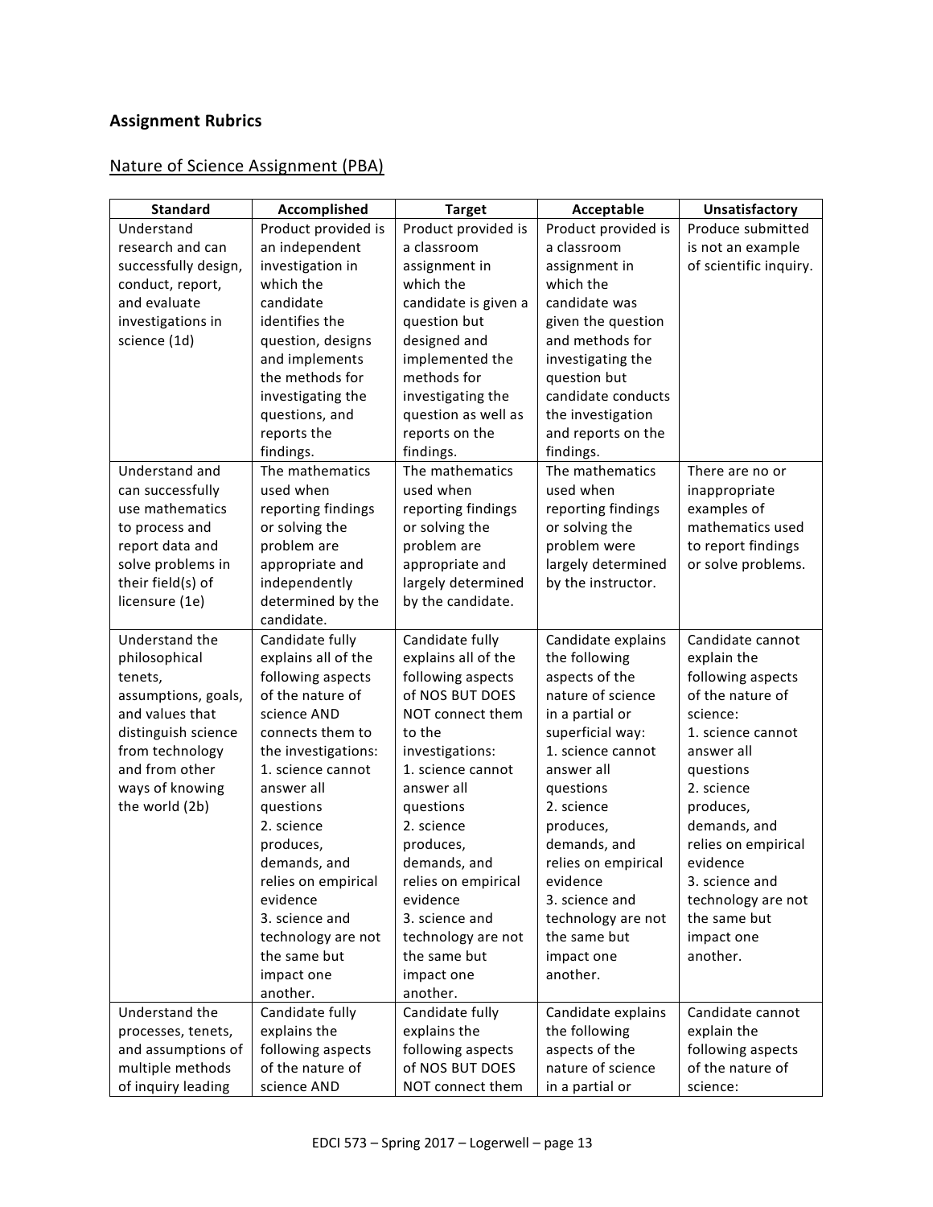## Assignment Rubrics

### Nature of Science Assignment (PBA)

| Standard | Accomplished | Target | Acceptable | Unsatisfactory |
|---|---|---|---|---|
| Understand research and can successfully design, conduct, report, and evaluate investigations in science (1d) | Product provided is an independent investigation in which the candidate identifies the question, designs and implements the methods for investigating the questions, and reports the findings. | Product provided is a classroom assignment in which the candidate is given a question but designed and implemented the methods for investigating the question as well as reports on the findings. | Product provided is a classroom assignment in which the candidate was given the question and methods for investigating the question but candidate conducts the investigation and reports on the findings. | Produce submitted is not an example of scientific inquiry. |
| Understand and can successfully use mathematics to process and report data and solve problems in their field(s) of licensure (1e) | The mathematics used when reporting findings or solving the problem are appropriate and independently determined by the candidate. | The mathematics used when reporting findings or solving the problem are appropriate and largely determined by the candidate. | The mathematics used when reporting findings or solving the problem were largely determined by the instructor. | There are no or inappropriate examples of mathematics used to report findings or solve problems. |
| Understand the philosophical tenets, assumptions, goals, and values that distinguish science from technology and from other ways of knowing the world (2b) | Candidate fully explains all of the following aspects of the nature of science AND connects them to the investigations: 1. science cannot answer all questions 2. science produces, demands, and relies on empirical evidence 3. science and technology are not the same but impact one another. | Candidate fully explains all of the following aspects of NOS BUT DOES NOT connect them to the investigations: 1. science cannot answer all questions 2. science produces, demands, and relies on empirical evidence 3. science and technology are not the same but impact one another. | Candidate explains the following aspects of the nature of science in a partial or superficial way: 1. science cannot answer all questions 2. science produces, demands, and relies on empirical evidence 3. science and technology are not the same but impact one another. | Candidate cannot explain the following aspects of the nature of science: 1. science cannot answer all questions 2. science produces, demands, and relies on empirical evidence 3. science and technology are not the same but impact one another. |
| Understand the processes, tenets, and assumptions of multiple methods of inquiry leading | Candidate fully explains the following aspects of the nature of science AND | Candidate fully explains the following aspects of NOS BUT DOES NOT connect them | Candidate explains the following aspects of the nature of science in a partial or | Candidate cannot explain the following aspects of the nature of science: |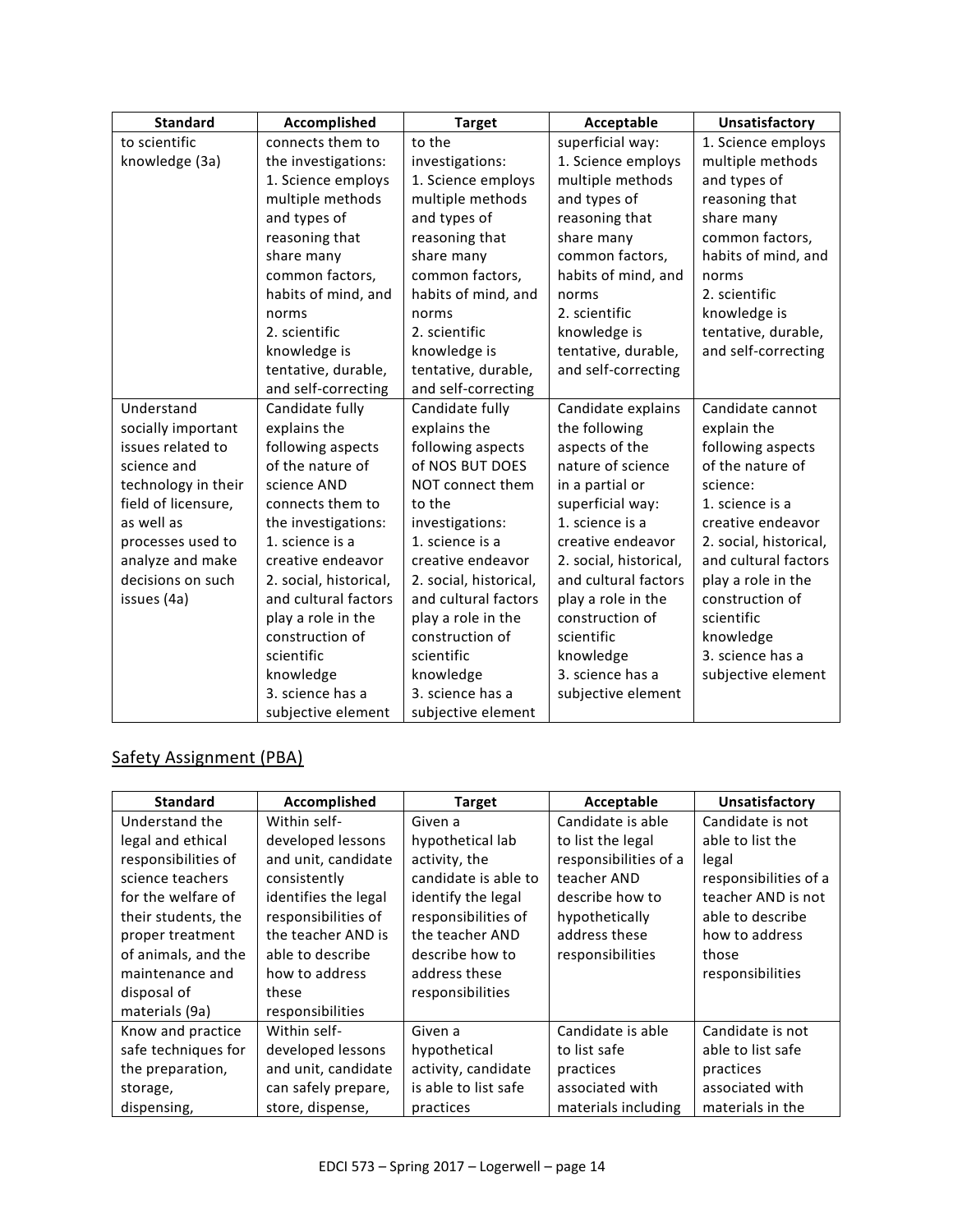| Standard | Accomplished | Target | Acceptable | Unsatisfactory |
|---|---|---|---|---|
| to scientific knowledge (3a) | connects them to the investigations: 1. Science employs multiple methods and types of reasoning that share many common factors, habits of mind, and norms 2. scientific knowledge is tentative, durable, and self-correcting | to the investigations: 1. Science employs multiple methods and types of reasoning that share many common factors, habits of mind, and norms 2. scientific knowledge is tentative, durable, and self-correcting | superficial way: 1. Science employs multiple methods and types of reasoning that share many common factors, habits of mind, and norms 2. scientific knowledge is tentative, durable, and self-correcting | 1. Science employs multiple methods and types of reasoning that share many common factors, habits of mind, and norms 2. scientific knowledge is tentative, durable, and self-correcting |
| Understand socially important issues related to science and technology in their field of licensure, as well as processes used to analyze and make decisions on such issues (4a) | Candidate fully explains the following aspects of the nature of science AND connects them to the investigations: 1. science is a creative endeavor 2. social, historical, and cultural factors play a role in the construction of scientific knowledge 3. science has a subjective element | Candidate fully explains the following aspects of NOS BUT DOES NOT connect them to the investigations: 1. science is a creative endeavor 2. social, historical, and cultural factors play a role in the construction of scientific knowledge 3. science has a subjective element | Candidate explains the following aspects of the nature of science in a partial or superficial way: 1. science is a creative endeavor 2. social, historical, and cultural factors play a role in the construction of scientific knowledge 3. science has a subjective element | Candidate cannot explain the following aspects of the nature of science: 1. science is a creative endeavor 2. social, historical, and cultural factors play a role in the construction of scientific knowledge 3. science has a subjective element |

## Safety Assignment (PBA)

| Standard | Accomplished | Target | Acceptable | Unsatisfactory |
|---|---|---|---|---|
| Understand the legal and ethical responsibilities of science teachers for the welfare of their students, the proper treatment of animals, and the maintenance and disposal of materials (9a) | Within self-developed lessons and unit, candidate consistently identifies the legal responsibilities of the teacher AND is able to describe how to address these responsibilities | Given a hypothetical lab activity, the candidate is able to identify the legal responsibilities of the teacher AND describe how to address these responsibilities | Candidate is able to list the legal responsibilities of a teacher AND describe how to hypothetically address these responsibilities | Candidate is not able to list the legal responsibilities of a teacher AND is not able to describe how to address those responsibilities |
| Know and practice safe techniques for the preparation, storage, dispensing, | Within self-developed lessons and unit, candidate can safely prepare, store, dispense, | Given a hypothetical activity, candidate is able to list safe practices | Candidate is able to list safe practices associated with materials including | Candidate is not able to list safe practices associated with materials in the |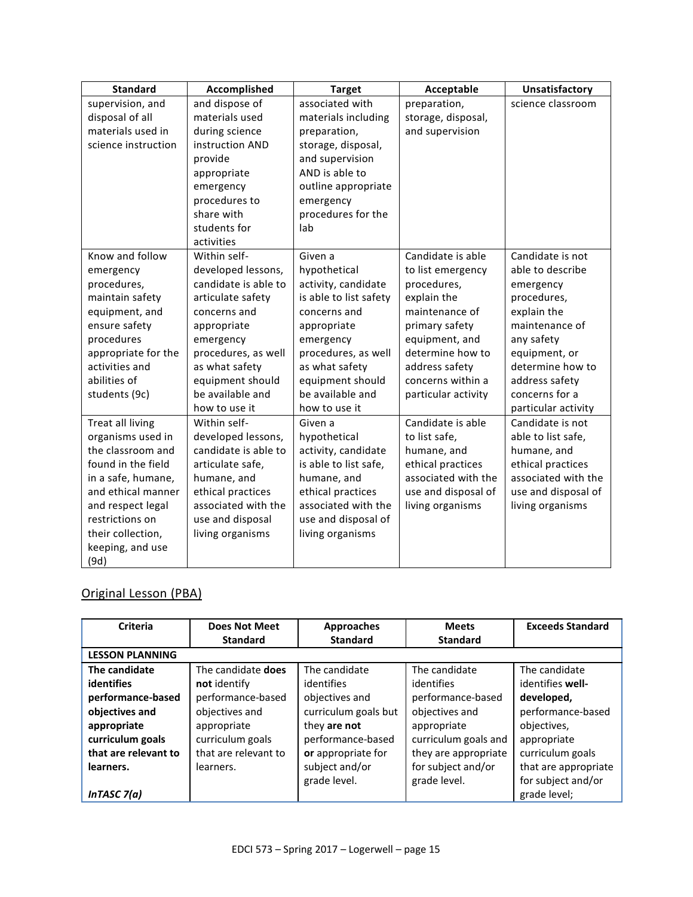| Standard | Accomplished | Target | Acceptable | Unsatisfactory |
| --- | --- | --- | --- | --- |
| supervision, and disposal of all materials used in science instruction | and dispose of materials used during science instruction AND provide appropriate emergency procedures to share with students for activities | associated with materials including preparation, storage, disposal, and supervision AND is able to outline appropriate emergency procedures for the lab | preparation, storage, disposal, and supervision | science classroom |
| Know and follow emergency procedures, maintain safety equipment, and ensure safety procedures appropriate for the activities and abilities of students (9c) | Within self-developed lessons, candidate is able to articulate safety concerns and appropriate emergency procedures, as well as what safety equipment should be available and how to use it | Given a hypothetical activity, candidate is able to list safety concerns and appropriate emergency procedures, as well as what safety equipment should be available and how to use it | Candidate is able to list emergency procedures, explain the maintenance of primary safety equipment, and determine how to address safety concerns within a particular activity | Candidate is not able to describe emergency procedures, explain the maintenance of any safety equipment, or determine how to address safety concerns for a particular activity |
| Treat all living organisms used in the classroom and found in the field in a safe, humane, and ethical manner and respect legal restrictions on their collection, keeping, and use (9d) | Within self-developed lessons, candidate is able to articulate safe, humane, and ethical practices associated with the use and disposal living organisms | Given a hypothetical activity, candidate is able to list safe, humane, and ethical practices associated with the use and disposal of living organisms | Candidate is able to list safe, humane, and ethical practices associated with the use and disposal of living organisms | Candidate is not able to list safe, humane, and ethical practices associated with the use and disposal of living organisms |

## Original Lesson (PBA)

| Criteria | Does Not Meet Standard | Approaches Standard | Meets Standard | Exceeds Standard |
| --- | --- | --- | --- | --- |
| **LESSON PLANNING** | | | | |
| **The candidate identifies performance-based objectives and appropriate curriculum goals that are relevant to learners.** *InTASC 7(a)* | The candidate **does not** identify performance-based objectives and appropriate curriculum goals that are relevant to learners. | The candidate identifies objectives and curriculum goals but they **are not** performance-based **or** appropriate for subject and/or grade level. | The candidate identifies performance-based objectives and appropriate curriculum goals and they are appropriate for subject and/or grade level. | The candidate identifies **well-developed,** performance-based objectives, appropriate curriculum goals that are appropriate for subject and/or grade level; |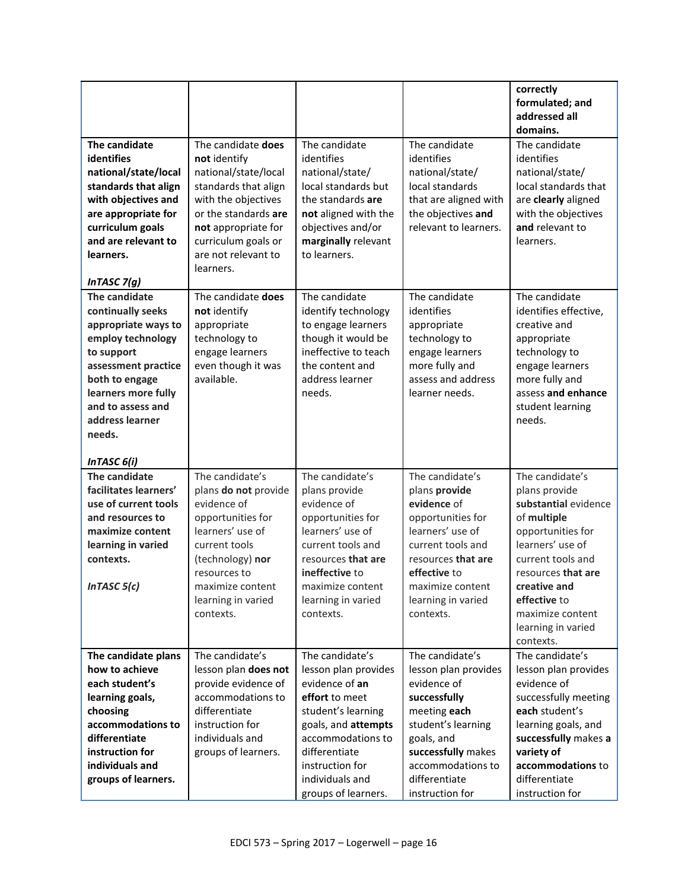| | | | | |
|---|---|---|---|---|
| | | | | **correctly formulated; and addressed all domains.** |
| **The candidate identifies national/state/local standards that align with objectives and are appropriate for curriculum goals and are relevant to learners.** <br><br>***InTASC 7(g)*** | The candidate **does not** identify national/state/local standards that align with the objectives or the standards **are not** appropriate for curriculum goals or are not relevant to learners. | The candidate identifies national/state/ local standards but the standards **are not** aligned with the objectives and/or **marginally** relevant to learners. | The candidate identifies national/state/ local standards that are aligned with the objectives **and** relevant to learners. | The candidate identifies national/state/ local standards that are **clearly** aligned with the objectives **and** relevant to learners. |
| **The candidate continually seeks appropriate ways to employ technology to support assessment practice both to engage learners more fully and to assess and address learner needs.** <br><br>***InTASC 6(i)*** | The candidate **does not** identify appropriate technology to engage learners even though it was available. | The candidate identify technology to engage learners though it would be ineffective to teach the content and address learner needs. | The candidate identifies appropriate technology to engage learners more fully and assess and address learner needs. | The candidate identifies effective, creative and appropriate technology to engage learners more fully and assess **and enhance** student learning needs. |
| **The candidate facilitates learners' use of current tools and resources to maximize content learning in varied contexts.** <br><br>***InTASC 5(c)*** | The candidate's plans **do not** provide evidence of opportunities for learners' use of current tools (technology) **nor** resources to maximize content learning in varied contexts. | The candidate's plans provide evidence of opportunities for learners' use of current tools and resources **that are ineffective** to maximize content learning in varied contexts. | The candidate's plans **provide evidence** of opportunities for learners' use of current tools and resources **that are effective** to maximize content learning in varied contexts. | The candidate's plans provide **substantial** evidence of **multiple** opportunities for learners' use of current tools and resources **that are creative and effective** to maximize content learning in varied contexts. |
| **The candidate plans how to achieve each student's learning goals, choosing accommodations to differentiate instruction for individuals and groups of learners.** | The candidate's lesson plan **does not** provide evidence of accommodations to differentiate instruction for individuals and groups of learners. | The candidate's lesson plan provides evidence of **an effort** to meet student's learning goals, and **attempts** accommodations to differentiate instruction for individuals and groups of learners. | The candidate's lesson plan provides evidence of **successfully** meeting **each** student's learning goals, and **successfully** makes accommodations to differentiate instruction for | The candidate's lesson plan provides evidence of successfully meeting **each** student's learning goals, and **successfully** makes **a variety of accommodations** to differentiate instruction for |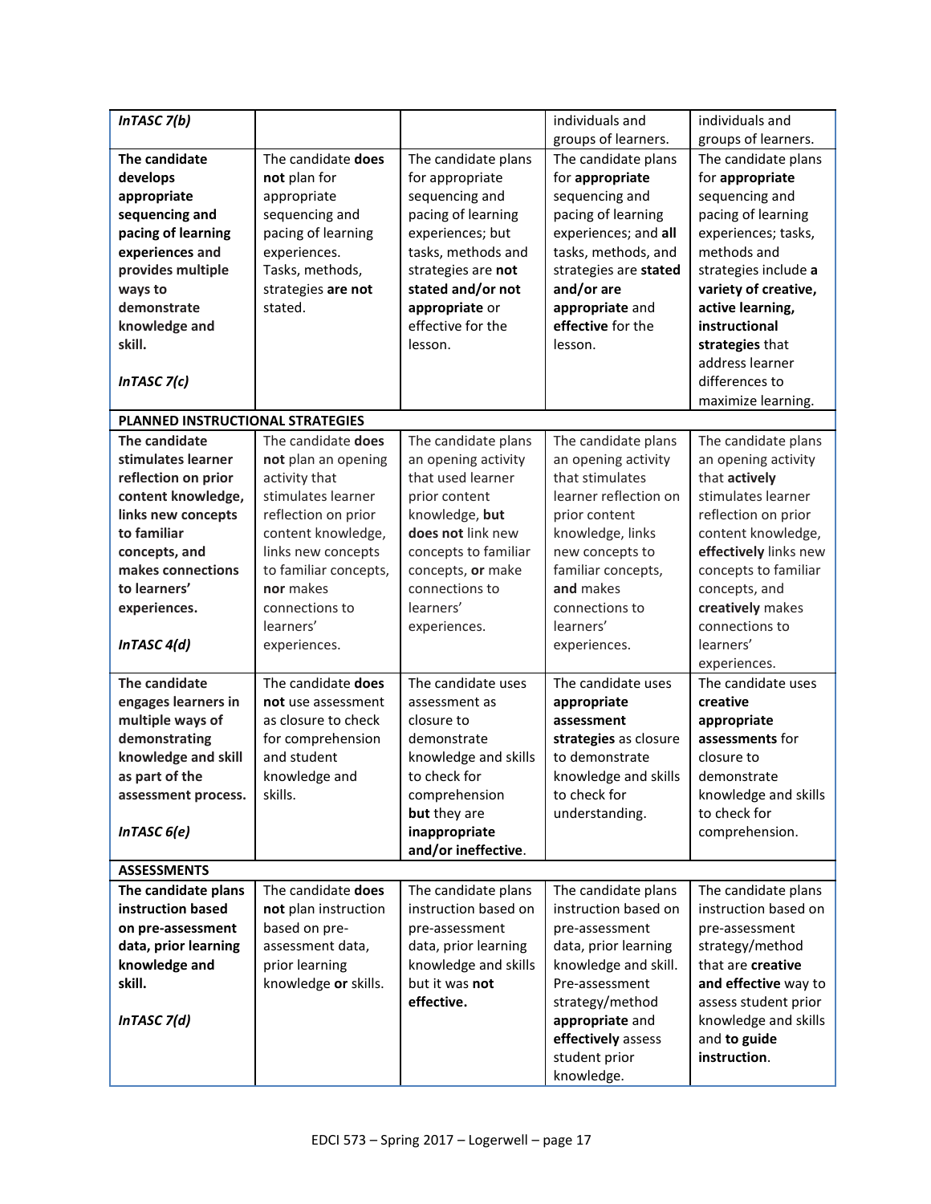| | | | | |
|---|---|---|---|---|
| ***InTASC 7(b)*** | | | individuals and groups of learners. | individuals and groups of learners. |
| **The candidate develops appropriate sequencing and pacing of learning experiences and provides multiple ways to demonstrate knowledge and skill.**<br><br>***InTASC 7(c)*** | The candidate **does not** plan for appropriate sequencing and pacing of learning experiences. Tasks, methods, strategies **are not** stated. | The candidate plans for appropriate sequencing and pacing of learning experiences; but tasks, methods and strategies are **not stated and/or not appropriate** or effective for the lesson. | The candidate plans for **appropriate** sequencing and pacing of learning experiences; and **all** tasks, methods, and strategies are **stated and/or are appropriate** and **effective** for the lesson. | The candidate plans for **appropriate** sequencing and pacing of learning experiences; tasks, methods and strategies include **a variety of creative, active learning, instructional strategies** that address learner differences to maximize learning. |
| **PLANNED INSTRUCTIONAL STRATEGIES** | | | | |
| **The candidate stimulates learner reflection on prior content knowledge, links new concepts to familiar concepts, and makes connections to learners' experiences.**<br><br>***InTASC 4(d)*** | The candidate **does not** plan an opening activity that stimulates learner reflection on prior content knowledge, links new concepts to familiar concepts, **nor** makes connections to learners' experiences. | The candidate plans an opening activity that used learner prior content knowledge, **but does not** link new concepts to familiar concepts, **or** make connections to learners' experiences. | The candidate plans an opening activity that stimulates learner reflection on prior content knowledge, links new concepts to familiar concepts, **and** makes connections to learners' experiences. | The candidate plans an opening activity that **actively** stimulates learner reflection on prior content knowledge, **effectively** links new concepts to familiar concepts, and **creatively** makes connections to learners' experiences. |
| **The candidate engages learners in multiple ways of demonstrating knowledge and skill as part of the assessment process.**<br><br>***InTASC 6(e)*** | The candidate **does not** use assessment as closure to check for comprehension and student knowledge and skills. | The candidate uses assessment as closure to demonstrate knowledge and skills to check for comprehension **but** they are **inappropriate and/or ineffective**. | The candidate uses **appropriate assessment strategies** as closure to demonstrate knowledge and skills to check for understanding. | The candidate uses **creative appropriate assessments** for closure to demonstrate knowledge and skills to check for comprehension. |
| **ASSESSMENTS** | | | | |
| **The candidate plans instruction based on pre-assessment data, prior learning knowledge and skill.**<br><br>***InTASC 7(d)*** | The candidate **does not** plan instruction based on pre-assessment data, prior learning knowledge **or** skills. | The candidate plans instruction based on pre-assessment data, prior learning knowledge and skills but it was **not effective.** | The candidate plans instruction based on pre-assessment data, prior learning knowledge and skill. Pre-assessment strategy/method **appropriate** and **effectively** assess student prior knowledge. | The candidate plans instruction based on pre-assessment strategy/method that are **creative and effective** way to assess student prior knowledge and skills and **to guide instruction**. |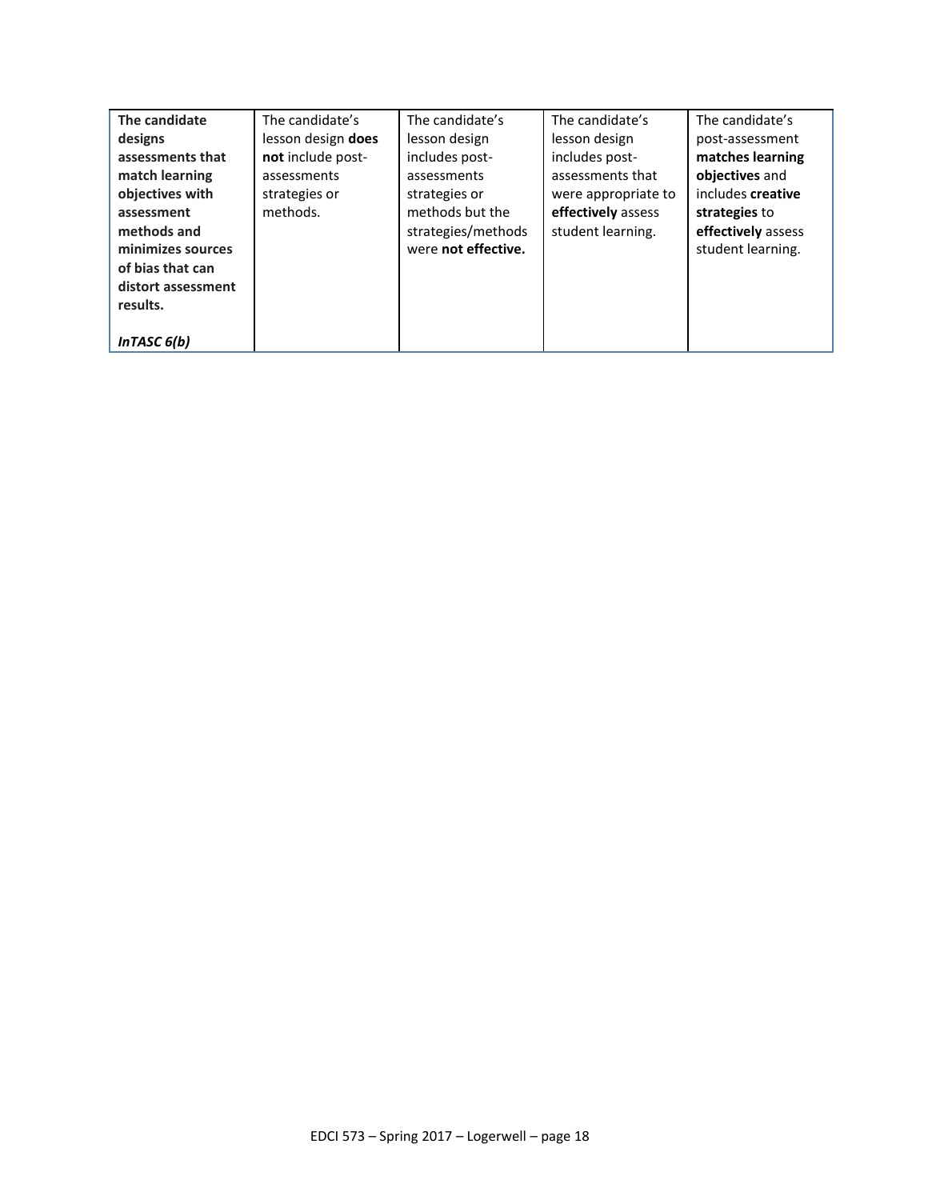| **The candidate designs assessments that match learning objectives with assessment methods and minimizes sources of bias that can distort assessment results.**<br><br>***InTASC 6(b)*** | The candidate's lesson design **does not** include post-assessments strategies or methods. | The candidate's lesson design includes post-assessments strategies or methods but the strategies/methods were **not effective.** | The candidate's lesson design includes post-assessments that were appropriate to **effectively** assess student learning. | The candidate's post-assessment **matches learning objectives** and includes **creative strategies** to **effectively** assess student learning. |
|---|---|---|---|---|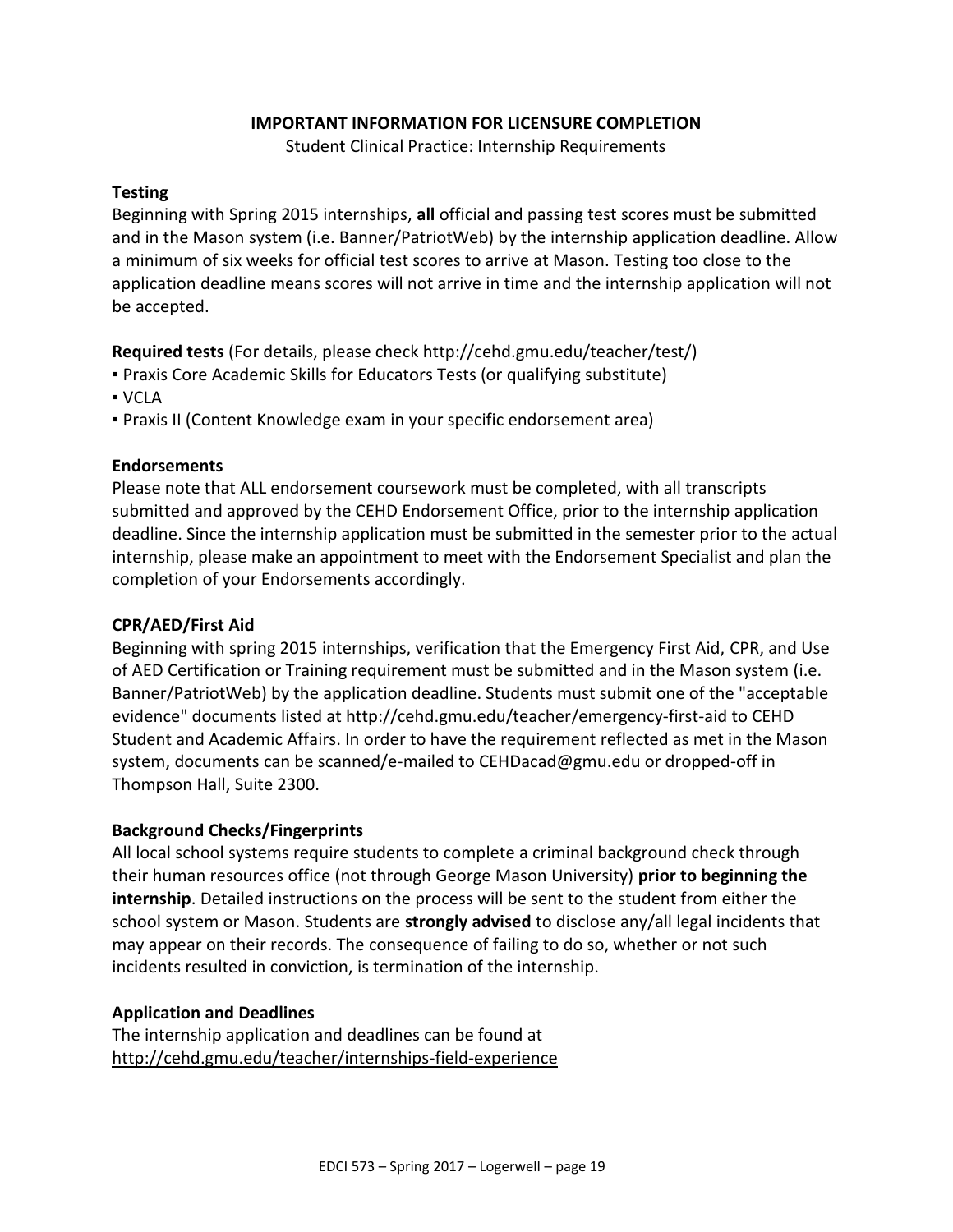## IMPORTANT INFORMATION FOR LICENSURE COMPLETION

Student Clinical Practice: Internship Requirements

### Testing

Beginning with Spring 2015 internships, **all** official and passing test scores must be submitted and in the Mason system (i.e. Banner/PatriotWeb) by the internship application deadline. Allow a minimum of six weeks for official test scores to arrive at Mason. Testing too close to the application deadline means scores will not arrive in time and the internship application will not be accepted.

**Required tests** (For details, please check http://cehd.gmu.edu/teacher/test/)

- Praxis Core Academic Skills for Educators Tests (or qualifying substitute)
- VCLA
- Praxis II (Content Knowledge exam in your specific endorsement area)

### Endorsements

Please note that ALL endorsement coursework must be completed, with all transcripts submitted and approved by the CEHD Endorsement Office, prior to the internship application deadline. Since the internship application must be submitted in the semester prior to the actual internship, please make an appointment to meet with the Endorsement Specialist and plan the completion of your Endorsements accordingly.

### CPR/AED/First Aid

Beginning with spring 2015 internships, verification that the Emergency First Aid, CPR, and Use of AED Certification or Training requirement must be submitted and in the Mason system (i.e. Banner/PatriotWeb) by the application deadline. Students must submit one of the "acceptable evidence" documents listed at http://cehd.gmu.edu/teacher/emergency-first-aid to CEHD Student and Academic Affairs. In order to have the requirement reflected as met in the Mason system, documents can be scanned/e-mailed to CEHDacad@gmu.edu or dropped-off in Thompson Hall, Suite 2300.

### Background Checks/Fingerprints

All local school systems require students to complete a criminal background check through their human resources office (not through George Mason University) **prior to beginning the internship**. Detailed instructions on the process will be sent to the student from either the school system or Mason. Students are **strongly advised** to disclose any/all legal incidents that may appear on their records. The consequence of failing to do so, whether or not such incidents resulted in conviction, is termination of the internship.

### Application and Deadlines

The internship application and deadlines can be found at http://cehd.gmu.edu/teacher/internships-field-experience